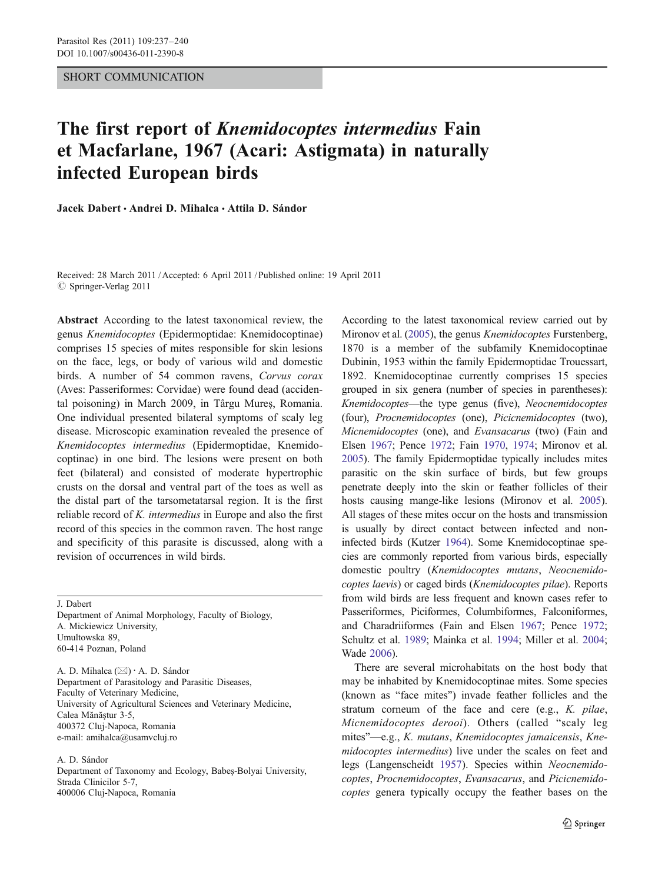SHORT COMMUNICATION

# The first report of *Knemidocoptes intermedius* Fain et Macfarlane, 1967 (Acari: Astigmata) in naturally infected European birds

**Jacek Dabert · Andrei D. Mihalca · Attila D. Sándor**

Received: 28 March 2011 / Accepted: 6 April 2011 / Published online: 19 April 2011
© Springer-Verlag 2011

**Abstract** According to the latest taxonomical review, the genus *Knemidocoptes* (Epidermoptidae: Knemidocoptinae) comprises 15 species of mites responsible for skin lesions on the face, legs, or body of various wild and domestic birds. A number of 54 common ravens, *Corvus corax* (Aves: Passeriformes: Corvidae) were found dead (accidental poisoning) in March 2009, in Târgu Mureș, Romania. One individual presented bilateral symptoms of scaly leg disease. Microscopic examination revealed the presence of *Knemidocoptes intermedius* (Epidermoptidae, Knemidocoptinae) in one bird. The lesions were present on both feet (bilateral) and consisted of moderate hypertrophic crusts on the dorsal and ventral part of the toes as well as the distal part of the tarsometatarsal region. It is the first reliable record of *K. intermedius* in Europe and also the first record of this species in the common raven. The host range and specificity of this parasite is discussed, along with a revision of occurrences in wild birds.

J. Dabert
Department of Animal Morphology, Faculty of Biology,
A. Mickiewicz University,
Umultowska 89,
60-414 Poznan, Poland

A. D. Mihalca (✉) · A. D. Sándor
Department of Parasitology and Parasitic Diseases,
Faculty of Veterinary Medicine,
University of Agricultural Sciences and Veterinary Medicine,
Calea Mănăștur 3-5,
400372 Cluj-Napoca, Romania
e-mail: amihalca@usamvcluj.ro

A. D. Sándor
Department of Taxonomy and Ecology, Babeș-Bolyai University,
Strada Clinicilor 5-7,
400006 Cluj-Napoca, Romania

According to the latest taxonomical review carried out by Mironov et al. (2005), the genus *Knemidocoptes* Furstenberg, 1870 is a member of the subfamily Knemidocoptinae Dubinin, 1953 within the family Epidermoptidae Trouessart, 1892. Knemidocoptinae currently comprises 15 species grouped in six genera (number of species in parentheses): *Knemidocoptes*—the type genus (five), *Neocnemidocoptes* (four), *Procnemidocoptes* (one), *Picicnemidocoptes* (two), *Micnemidocoptes* (one), and *Evansacarus* (two) (Fain and Elsen 1967; Pence 1972; Fain 1970, 1974; Mironov et al. 2005). The family Epidermoptidae typically includes mites parasitic on the skin surface of birds, but few groups penetrate deeply into the skin or feather follicles of their hosts causing mange-like lesions (Mironov et al. 2005). All stages of these mites occur on the hosts and transmission is usually by direct contact between infected and non-infected birds (Kutzer 1964). Some Knemidocoptinae species are commonly reported from various birds, especially domestic poultry (*Knemidocoptes mutans*, *Neocnemidocoptes laevis*) or caged birds (*Knemidocoptes pilae*). Reports from wild birds are less frequent and known cases refer to Passeriformes, Piciformes, Columbiformes, Falconiformes, and Charadriiformes (Fain and Elsen 1967; Pence 1972; Schultz et al. 1989; Mainka et al. 1994; Miller et al. 2004; Wade 2006).

There are several microhabitats on the host body that may be inhabited by Knemidocoptinae mites. Some species (known as "face mites") invade feather follicles and the stratum corneum of the face and cere (e.g., *K. pilae*, *Micnemidocoptes derooi*). Others (called "scaly leg mites"—e.g., *K. mutans*, *Knemidocoptes jamaicensis*, *Knemidocoptes intermedius*) live under the scales on feet and legs (Langenscheidt 1957). Species within *Neocnemidocoptes*, *Procnemidocoptes*, *Evansacarus*, and *Picicnemidocoptes* genera typically occupy the feather bases on the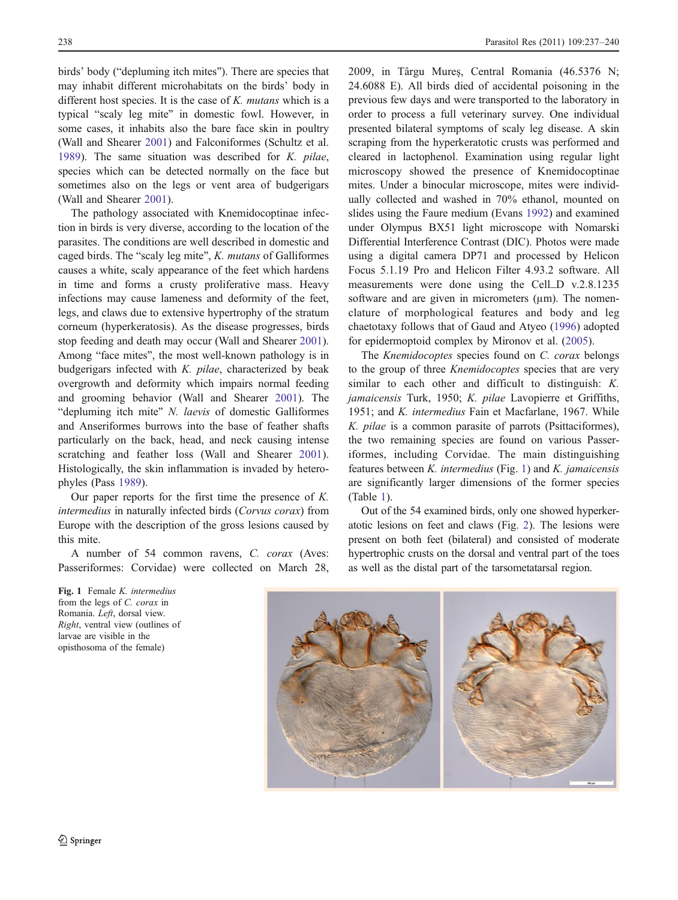birds' body ("depluming itch mites"). There are species that may inhabit different microhabitats on the birds' body in different host species. It is the case of *K. mutans* which is a typical "scaly leg mite" in domestic fowl. However, in some cases, it inhabits also the bare face skin in poultry (Wall and Shearer 2001) and Falconiformes (Schultz et al. 1989). The same situation was described for *K. pilae*, species which can be detected normally on the face but sometimes also on the legs or vent area of budgerigars (Wall and Shearer 2001).

The pathology associated with Knemidocoptinae infection in birds is very diverse, according to the location of the parasites. The conditions are well described in domestic and caged birds. The "scaly leg mite", *K. mutans* of Galliformes causes a white, scaly appearance of the feet which hardens in time and forms a crusty proliferative mass. Heavy infections may cause lameness and deformity of the feet, legs, and claws due to extensive hypertrophy of the stratum corneum (hyperkeratosis). As the disease progresses, birds stop feeding and death may occur (Wall and Shearer 2001). Among "face mites", the most well-known pathology is in budgerigars infected with *K. pilae*, characterized by beak overgrowth and deformity which impairs normal feeding and grooming behavior (Wall and Shearer 2001). The "depluming itch mite" *N. laevis* of domestic Galliformes and Anseriformes burrows into the base of feather shafts particularly on the back, head, and neck causing intense scratching and feather loss (Wall and Shearer 2001). Histologically, the skin inflammation is invaded by heterophyles (Pass 1989).

Our paper reports for the first time the presence of *K. intermedius* in naturally infected birds (*Corvus corax*) from Europe with the description of the gross lesions caused by this mite.

A number of 54 common ravens, *C. corax* (Aves: Passeriformes: Corvidae) were collected on March 28, 2009, in Târgu Mureş, Central Romania (46.5376 N; 24.6088 E). All birds died of accidental poisoning in the previous few days and were transported to the laboratory in order to process a full veterinary survey. One individual presented bilateral symptoms of scaly leg disease. A skin scraping from the hyperkeratotic crusts was performed and cleared in lactophenol. Examination using regular light microscopy showed the presence of Knemidocoptinae mites. Under a binocular microscope, mites were individually collected and washed in 70% ethanol, mounted on slides using the Faure medium (Evans 1992) and examined under Olympus BX51 light microscope with Nomarski Differential Interference Contrast (DIC). Photos were made using a digital camera DP71 and processed by Helicon Focus 5.1.19 Pro and Helicon Filter 4.93.2 software. All measurements were done using the Cell_D v.2.8.1235 software and are given in micrometers (μm). The nomenclature of morphological features and body and leg chaetotaxy follows that of Gaud and Atyeo (1996) adopted for epidermoptoid complex by Mironov et al. (2005).

The *Knemidocoptes* species found on *C. corax* belongs to the group of three *Knemidocoptes* species that are very similar to each other and difficult to distinguish: *K. jamaicensis* Turk, 1950; *K. pilae* Lavopierre et Griffiths, 1951; and *K. intermedius* Fain et Macfarlane, 1967. While *K. pilae* is a common parasite of parrots (Psittaciformes), the two remaining species are found on various Passeriformes, including Corvidae. The main distinguishing features between *K. intermedius* (Fig. 1) and *K. jamaicensis* are significantly larger dimensions of the former species (Table 1).

Out of the 54 examined birds, only one showed hyperkeratotic lesions on feet and claws (Fig. 2). The lesions were present on both feet (bilateral) and consisted of moderate hypertrophic crusts on the dorsal and ventral part of the toes as well as the distal part of the tarsometatarsal region.

**Fig. 1** Female *K. intermedius* from the legs of *C. corax* in Romania. *Left*, dorsal view. *Right*, ventral view (outlines of larvae are visible in the opisthosoma of the female)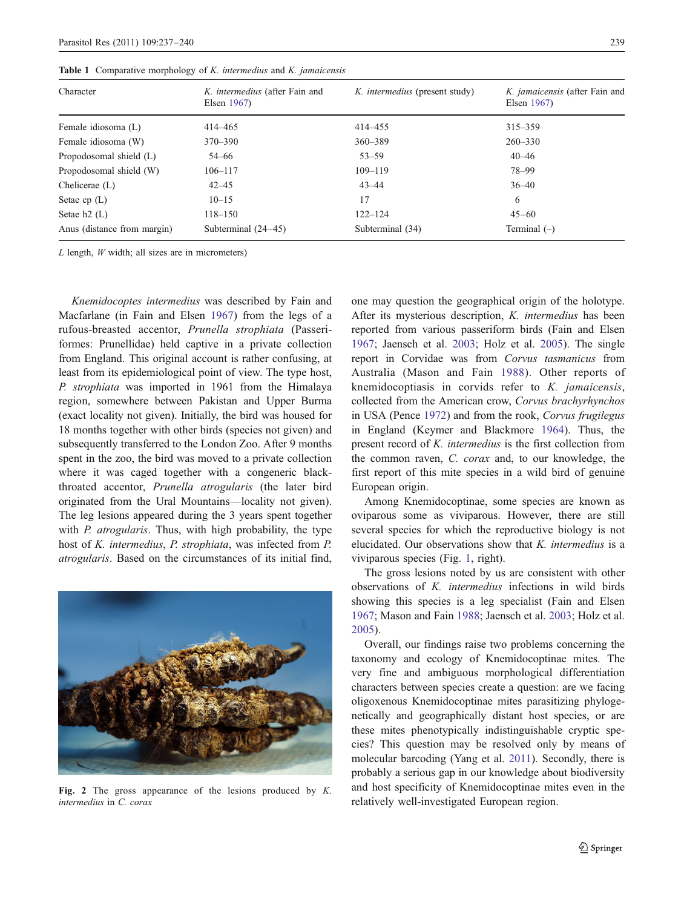**Table 1** Comparative morphology of *K. intermedius* and *K. jamaicensis*

| Character | *K. intermedius* (after Fain and Elsen 1967) | *K. intermedius* (present study) | *K. jamaicensis* (after Fain and Elsen 1967) |
|---|---|---|---|
| Female idiosoma (L) | 414–465 | 414–455 | 315–359 |
| Female idiosoma (W) | 370–390 | 360–389 | 260–330 |
| Propodosomal shield (L) | 54–66 | 53–59 | 40–46 |
| Propodosomal shield (W) | 106–117 | 109–119 | 78–99 |
| Chelicerae (L) | 42–45 | 43–44 | 36–40 |
| Setae cp (L) | 10–15 | 17 | 6 |
| Setae h2 (L) | 118–150 | 122–124 | 45–60 |
| Anus (distance from margin) | Subterminal (24–45) | Subterminal (34) | Terminal (–) |

*L* length, *W* width; all sizes are in micrometers)

*Knemidocoptes intermedius* was described by Fain and Macfarlane (in Fain and Elsen 1967) from the legs of a rufous-breasted accentor, *Prunella strophiata* (Passeriformes: Prunellidae) held captive in a private collection from England. This original account is rather confusing, at least from its epidemiological point of view. The type host, *P. strophiata* was imported in 1961 from the Himalaya region, somewhere between Pakistan and Upper Burma (exact locality not given). Initially, the bird was housed for 18 months together with other birds (species not given) and subsequently transferred to the London Zoo. After 9 months spent in the zoo, the bird was moved to a private collection where it was caged together with a congeneric black-throated accentor, *Prunella atrogularis* (the later bird originated from the Ural Mountains—locality not given). The leg lesions appeared during the 3 years spent together with *P. atrogularis*. Thus, with high probability, the type host of *K. intermedius*, *P. strophiata*, was infected from *P. atrogularis*. Based on the circumstances of its initial find, one may question the geographical origin of the holotype. After its mysterious description, *K. intermedius* has been reported from various passeriform birds (Fain and Elsen 1967; Jaensch et al. 2003; Holz et al. 2005). The single report in Corvidae was from *Corvus tasmanicus* from Australia (Mason and Fain 1988). Other reports of knemidocoptiasis in corvids refer to *K. jamaicensis*, collected from the American crow, *Corvus brachyrhynchos* in USA (Pence 1972) and from the rook, *Corvus frugilegus* in England (Keymer and Blackmore 1964). Thus, the present record of *K. intermedius* is the first collection from the common raven, *C. corax* and, to our knowledge, the first report of this mite species in a wild bird of genuine European origin.

Fig. 2 The gross appearance of the lesions produced by *K. intermedius* in *C. corax*

Among Knemidocoptinae, some species are known as oviparous some as viviparous. However, there are still several species for which the reproductive biology is not elucidated. Our observations show that *K. intermedius* is a viviparous species (Fig. 1, right).

The gross lesions noted by us are consistent with other observations of *K. intermedius* infections in wild birds showing this species is a leg specialist (Fain and Elsen 1967; Mason and Fain 1988; Jaensch et al. 2003; Holz et al. 2005).

Overall, our findings raise two problems concerning the taxonomy and ecology of Knemidocoptinae mites. The very fine and ambiguous morphological differentiation characters between species create a question: are we facing oligoxenous Knemidocoptinae mites parasitizing phylogenetically and geographically distant host species, or are these mites phenotypically indistinguishable cryptic species? This question may be resolved only by means of molecular barcoding (Yang et al. 2011). Secondly, there is probably a serious gap in our knowledge about biodiversity and host specificity of Knemidocoptinae mites even in the relatively well-investigated European region.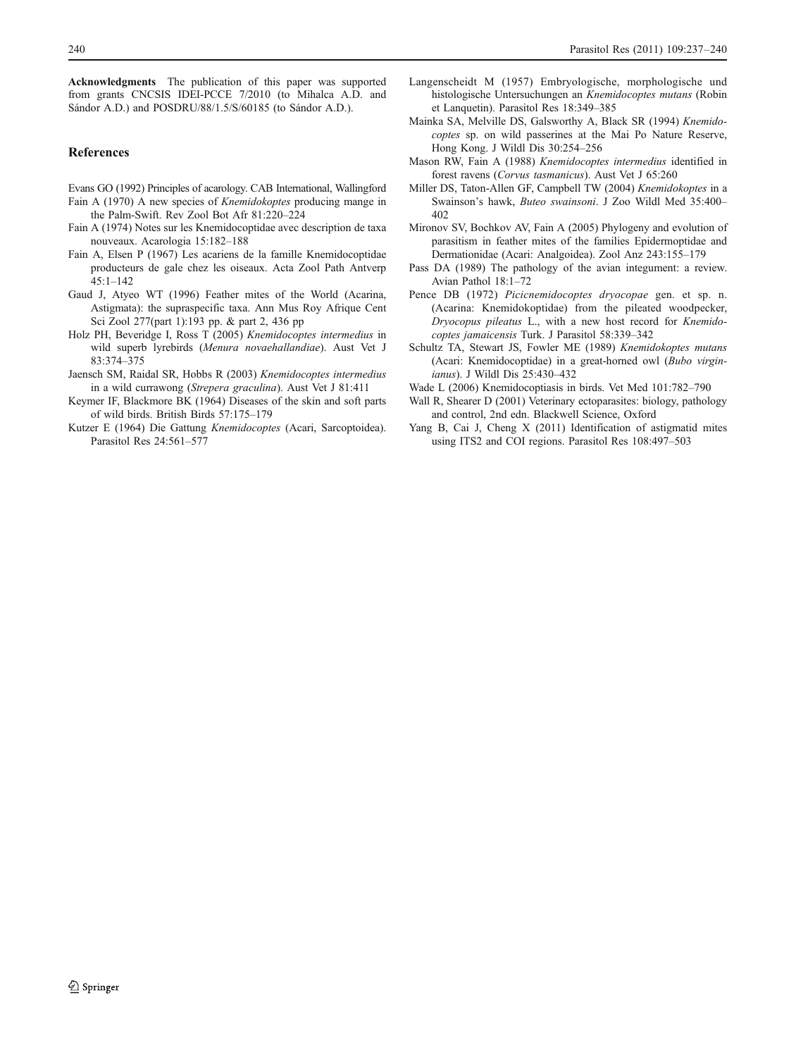**Acknowledgments** The publication of this paper was supported from grants CNCSIS IDEI-PCCE 7/2010 (to Mihalca A.D. and Sándor A.D.) and POSDRU/88/1.5/S/60185 (to Sándor A.D.).

## References

Evans GO (1992) Principles of acarology. CAB International, Wallingford

Fain A (1970) A new species of *Knemidokoptes* producing mange in the Palm-Swift. Rev Zool Bot Afr 81:220–224

Fain A (1974) Notes sur les Knemidocoptidae avec description de taxa nouveaux. Acarologia 15:182–188

Fain A, Elsen P (1967) Les acariens de la famille Knemidocoptidae producteurs de gale chez les oiseaux. Acta Zool Path Antverp 45:1–142

Gaud J, Atyeo WT (1996) Feather mites of the World (Acarina, Astigmata): the supraspecific taxa. Ann Mus Roy Afrique Cent Sci Zool 277(part 1):193 pp. & part 2, 436 pp

Holz PH, Beveridge I, Ross T (2005) *Knemidocoptes intermedius* in wild superb lyrebirds (*Menura novaehallandiae*). Aust Vet J 83:374–375

Jaensch SM, Raidal SR, Hobbs R (2003) *Knemidocoptes intermedius* in a wild currawong (*Strepera graculina*). Aust Vet J 81:411

Keymer IF, Blackmore BK (1964) Diseases of the skin and soft parts of wild birds. British Birds 57:175–179

Kutzer E (1964) Die Gattung *Knemidocoptes* (Acari, Sarcoptoidea). Parasitol Res 24:561–577

Langenscheidt M (1957) Embryologische, morphologische und histologische Untersuchungen an *Knemidocoptes mutans* (Robin et Lanquetin). Parasitol Res 18:349–385

Mainka SA, Melville DS, Galsworthy A, Black SR (1994) *Knemidocoptes* sp. on wild passerines at the Mai Po Nature Reserve, Hong Kong. J Wildl Dis 30:254–256

Mason RW, Fain A (1988) *Knemidocoptes intermedius* identified in forest ravens (*Corvus tasmanicus*). Aust Vet J 65:260

Miller DS, Taton-Allen GF, Campbell TW (2004) *Knemidokoptes* in a Swainson's hawk, *Buteo swainsoni*. J Zoo Wildl Med 35:400–402

Mironov SV, Bochkov AV, Fain A (2005) Phylogeny and evolution of parasitism in feather mites of the families Epidermoptidae and Dermationidae (Acari: Analgoidea). Zool Anz 243:155–179

Pass DA (1989) The pathology of the avian integument: a review. Avian Pathol 18:1–72

Pence DB (1972) *Picicnemidocoptes dryocopae* gen. et sp. n. (Acarina: Knemidokoptidae) from the pileated woodpecker, *Dryocopus pileatus* L., with a new host record for *Knemidocoptes jamaicensis* Turk. J Parasitol 58:339–342

Schultz TA, Stewart JS, Fowler ME (1989) *Knemidokoptes mutans* (Acari: Knemidocoptidae) in a great-horned owl (*Bubo virginianus*). J Wildl Dis 25:430–432

Wade L (2006) Knemidocoptiasis in birds. Vet Med 101:782–790

Wall R, Shearer D (2001) Veterinary ectoparasites: biology, pathology and control, 2nd edn. Blackwell Science, Oxford

Yang B, Cai J, Cheng X (2011) Identification of astigmatid mites using ITS2 and COI regions. Parasitol Res 108:497–503